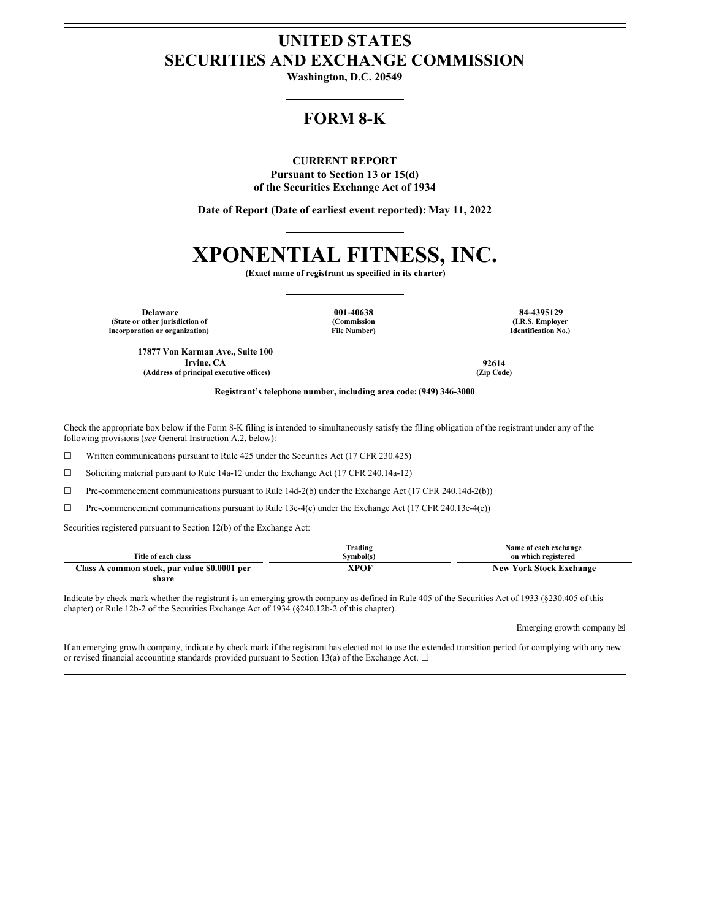# UNITED STATES
# SECURITIES AND EXCHANGE COMMISSION

**Washington, D.C. 20549**

## FORM 8-K

**CURRENT REPORT**
**Pursuant to Section 13 or 15(d)**
**of the Securities Exchange Act of 1934**

**Date of Report (Date of earliest event reported): May 11, 2022**

# XPONENTIAL FITNESS, INC.

**(Exact name of registrant as specified in its charter)**

| **Delaware** | **001-40638** | **84-4395129** |
|---|---|---|
| **(State or other jurisdiction of incorporation or organization)** | **(Commission File Number)** | **(I.R.S. Employer Identification No.)** |

| **17877 Von Karman Ave., Suite 100**<br>**Irvine, CA** | **92614** |
|---|---|
| **(Address of principal executive offices)** | **(Zip Code)** |

**Registrant's telephone number, including area code: (949) 346-3000**

Check the appropriate box below if the Form 8-K filing is intended to simultaneously satisfy the filing obligation of the registrant under any of the following provisions (*see* General Instruction A.2, below):

☐ Written communications pursuant to Rule 425 under the Securities Act (17 CFR 230.425)

☐ Soliciting material pursuant to Rule 14a-12 under the Exchange Act (17 CFR 240.14a-12)

☐ Pre-commencement communications pursuant to Rule 14d-2(b) under the Exchange Act (17 CFR 240.14d-2(b))

☐ Pre-commencement communications pursuant to Rule 13e-4(c) under the Exchange Act (17 CFR 240.13e-4(c))

Securities registered pursuant to Section 12(b) of the Exchange Act:

| Title of each class | Trading Symbol(s) | Name of each exchange on which registered |
|---|---|---|
| **Class A common stock, par value $0.0001 per share** | **XPOF** | **New York Stock Exchange** |

Indicate by check mark whether the registrant is an emerging growth company as defined in Rule 405 of the Securities Act of 1933 (§230.405 of this chapter) or Rule 12b-2 of the Securities Exchange Act of 1934 (§240.12b-2 of this chapter).

Emerging growth company ☒

If an emerging growth company, indicate by check mark if the registrant has elected not to use the extended transition period for complying with any new or revised financial accounting standards provided pursuant to Section 13(a) of the Exchange Act. ☐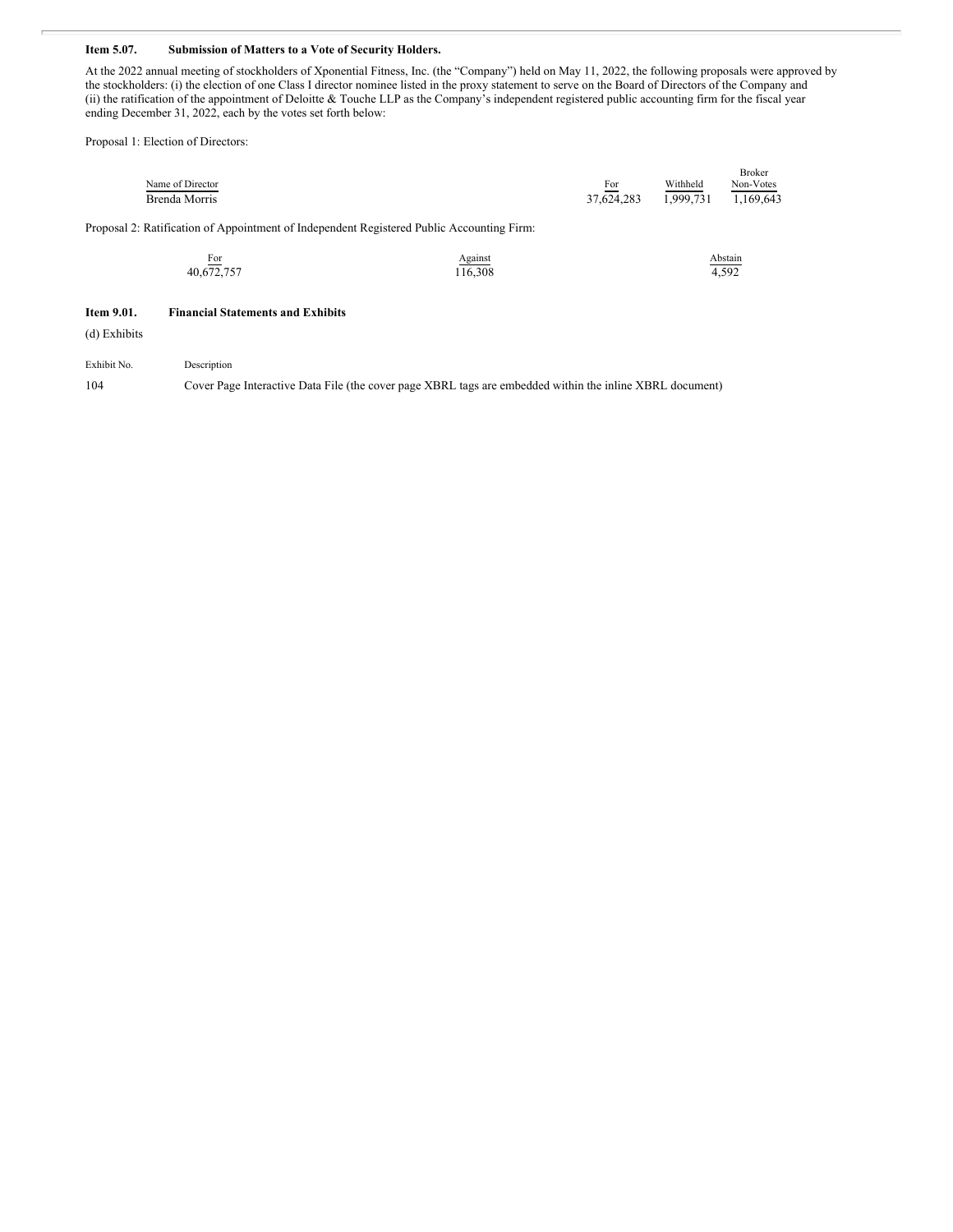**Item 5.07. Submission of Matters to a Vote of Security Holders.**

At the 2022 annual meeting of stockholders of Xponential Fitness, Inc. (the "Company") held on May 11, 2022, the following proposals were approved by the stockholders: (i) the election of one Class I director nominee listed in the proxy statement to serve on the Board of Directors of the Company and (ii) the ratification of the appointment of Deloitte & Touche LLP as the Company's independent registered public accounting firm for the fiscal year ending December 31, 2022, each by the votes set forth below:

Proposal 1: Election of Directors:

| Name of Director | For | Withheld | Broker Non-Votes |
|---|---|---|---|
| Brenda Morris | 37,624,283 | 1,999,731 | 1,169,643 |

Proposal 2: Ratification of Appointment of Independent Registered Public Accounting Firm:

| For | Against | Abstain |
|---|---|---|
| 40,672,757 | 116,308 | 4,592 |

**Item 9.01. Financial Statements and Exhibits**

(d) Exhibits

| Exhibit No. | Description |
|---|---|
| 104 | Cover Page Interactive Data File (the cover page XBRL tags are embedded within the inline XBRL document) |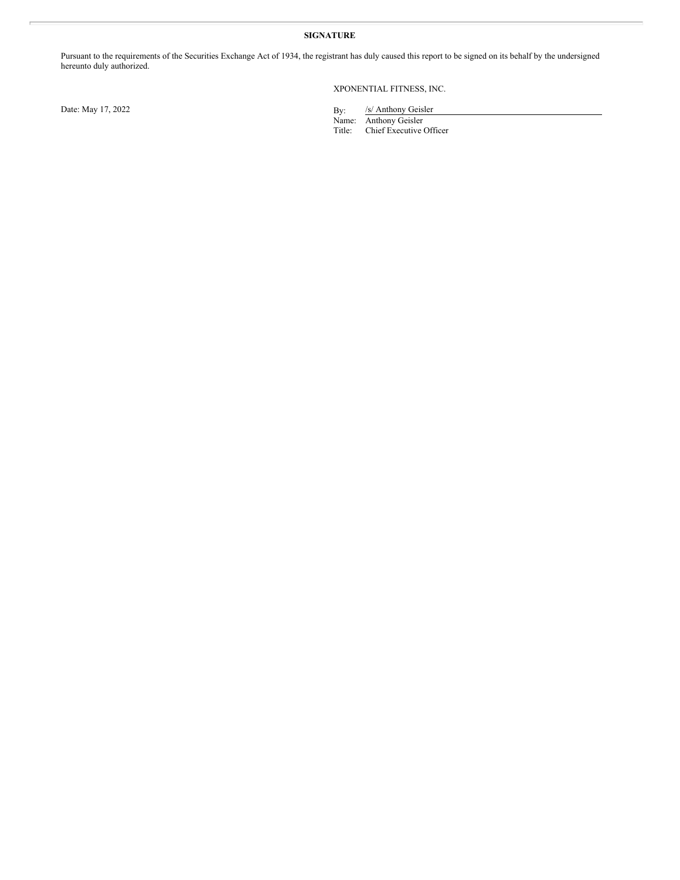**SIGNATURE**

Pursuant to the requirements of the Securities Exchange Act of 1934, the registrant has duly caused this report to be signed on its behalf by the undersigned hereunto duly authorized.

XPONENTIAL FITNESS, INC.

Date: May 17, 2022

By: /s/ Anthony Geisler
Name: Anthony Geisler
Title: Chief Executive Officer